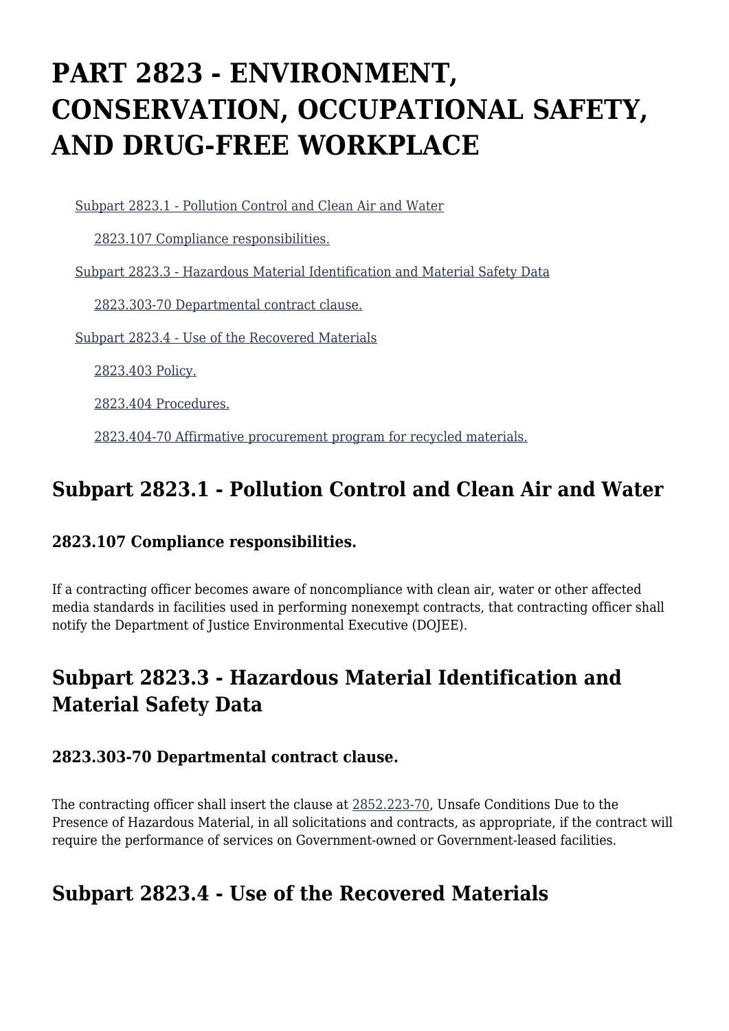# PART 2823 - ENVIRONMENT, CONSERVATION, OCCUPATIONAL SAFETY, AND DRUG-FREE WORKPLACE

- Subpart 2823.1 - Pollution Control and Clean Air and Water
  - 2823.107 Compliance responsibilities.
- Subpart 2823.3 - Hazardous Material Identification and Material Safety Data
  - 2823.303-70 Departmental contract clause.
- Subpart 2823.4 - Use of the Recovered Materials
  - 2823.403 Policy.
  - 2823.404 Procedures.
  - 2823.404-70 Affirmative procurement program for recycled materials.

## Subpart 2823.1 - Pollution Control and Clean Air and Water

### 2823.107 Compliance responsibilities.

If a contracting officer becomes aware of noncompliance with clean air, water or other affected media standards in facilities used in performing nonexempt contracts, that contracting officer shall notify the Department of Justice Environmental Executive (DOJEE).

## Subpart 2823.3 - Hazardous Material Identification and Material Safety Data

### 2823.303-70 Departmental contract clause.

The contracting officer shall insert the clause at 2852.223-70, Unsafe Conditions Due to the Presence of Hazardous Material, in all solicitations and contracts, as appropriate, if the contract will require the performance of services on Government-owned or Government-leased facilities.

## Subpart 2823.4 - Use of the Recovered Materials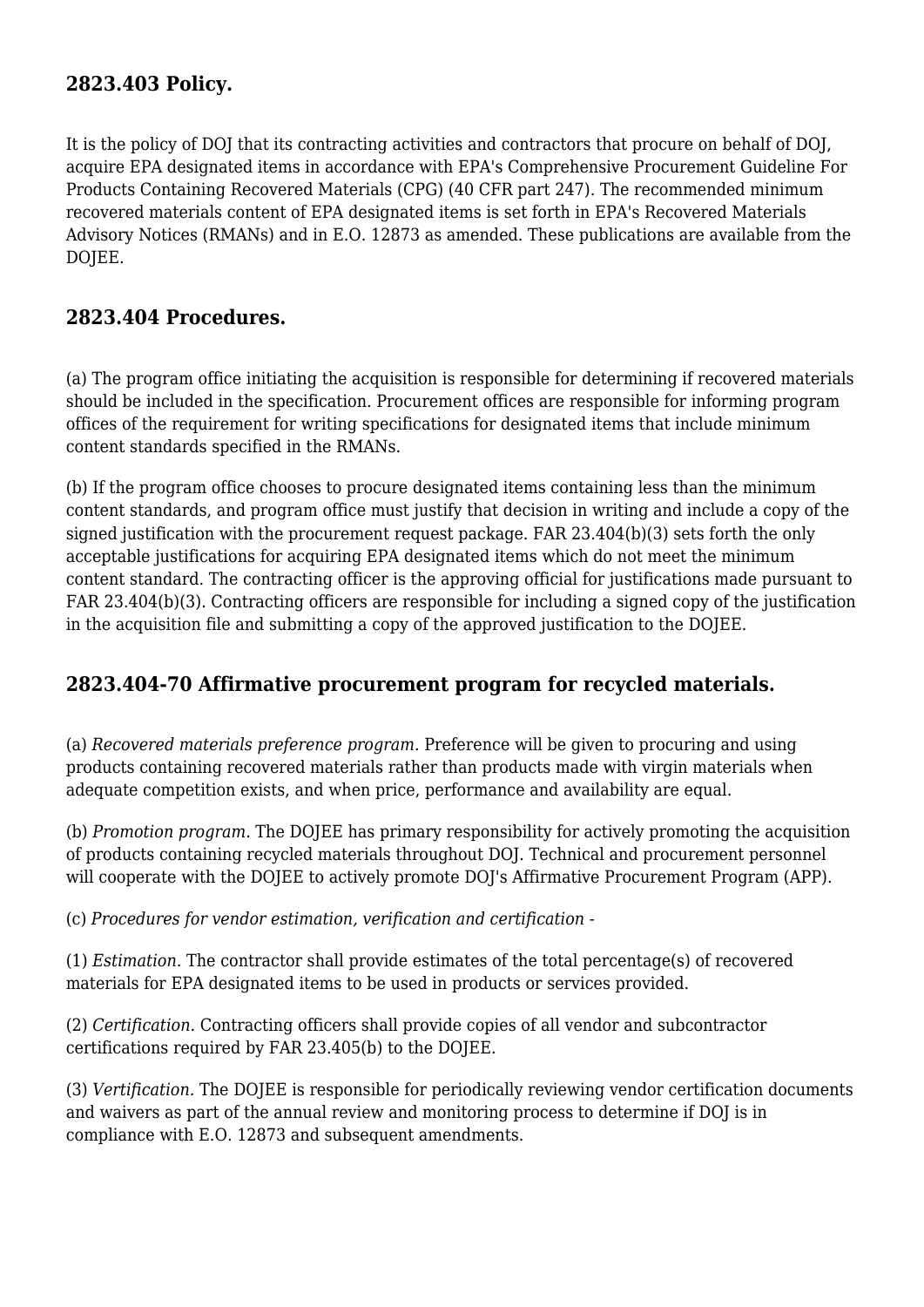## 2823.403 Policy.

It is the policy of DOJ that its contracting activities and contractors that procure on behalf of DOJ, acquire EPA designated items in accordance with EPA's Comprehensive Procurement Guideline For Products Containing Recovered Materials (CPG) (40 CFR part 247). The recommended minimum recovered materials content of EPA designated items is set forth in EPA's Recovered Materials Advisory Notices (RMANs) and in E.O. 12873 as amended. These publications are available from the DOJEE.

## 2823.404 Procedures.

(a) The program office initiating the acquisition is responsible for determining if recovered materials should be included in the specification. Procurement offices are responsible for informing program offices of the requirement for writing specifications for designated items that include minimum content standards specified in the RMANs.

(b) If the program office chooses to procure designated items containing less than the minimum content standards, and program office must justify that decision in writing and include a copy of the signed justification with the procurement request package. FAR 23.404(b)(3) sets forth the only acceptable justifications for acquiring EPA designated items which do not meet the minimum content standard. The contracting officer is the approving official for justifications made pursuant to FAR 23.404(b)(3). Contracting officers are responsible for including a signed copy of the justification in the acquisition file and submitting a copy of the approved justification to the DOJEE.

## 2823.404-70 Affirmative procurement program for recycled materials.

(a) *Recovered materials preference program.* Preference will be given to procuring and using products containing recovered materials rather than products made with virgin materials when adequate competition exists, and when price, performance and availability are equal.

(b) *Promotion program.* The DOJEE has primary responsibility for actively promoting the acquisition of products containing recycled materials throughout DOJ. Technical and procurement personnel will cooperate with the DOJEE to actively promote DOJ's Affirmative Procurement Program (APP).

(c) *Procedures for vendor estimation, verification and certification* -

(1) *Estimation.* The contractor shall provide estimates of the total percentage(s) of recovered materials for EPA designated items to be used in products or services provided.

(2) *Certification.* Contracting officers shall provide copies of all vendor and subcontractor certifications required by FAR 23.405(b) to the DOJEE.

(3) *Vertification.* The DOJEE is responsible for periodically reviewing vendor certification documents and waivers as part of the annual review and monitoring process to determine if DOJ is in compliance with E.O. 12873 and subsequent amendments.